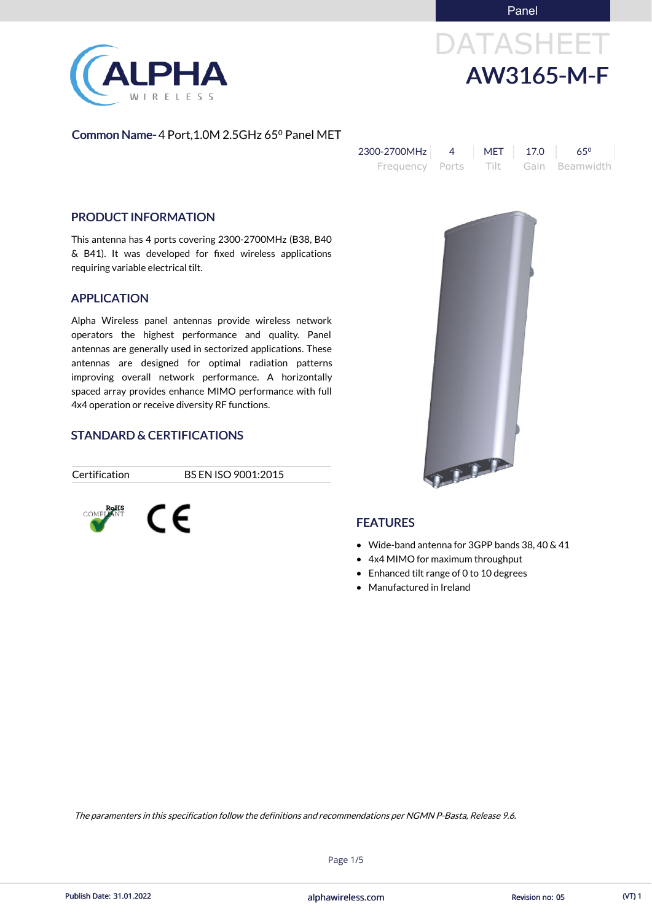Panel

# DATASHEET
# AW3165-M-F

**Common Name-** 4 Port,1.0M 2.5GHz 65⁰ Panel MET

| 2300-2700MHz | 4 | MET | 17.0 | 65⁰ |
|---|---|---|---|---|
| Frequency | Ports | Tilt | Gain | Beamwidth |

## PRODUCT INFORMATION

This antenna has 4 ports covering 2300-2700MHz (B38, B40 & B41). It was developed for fixed wireless applications requiring variable electrical tilt.

## APPLICATION

Alpha Wireless panel antennas provide wireless network operators the highest performance and quality. Panel antennas are generally used in sectorized applications. These antennas are designed for optimal radiation patterns improving overall network performance. A horizontally spaced array provides enhance MIMO performance with full 4x4 operation or receive diversity RF functions.

## STANDARD & CERTIFICATIONS

| Certification | BS EN ISO 9001:2015 |
|---|---|

RoHS COMPLIANT

CE

## FEATURES

- Wide-band antenna for 3GPP bands 38, 40 & 41
- 4x4 MIMO for maximum throughput
- Enhanced tilt range of 0 to 10 degrees
- Manufactured in Ireland

*The paramenters in this specification follow the definitions and recommendations per NGMN P-Basta, Release 9.6.*

Publish Date: 31.01.2022 alphawireless.com Revision no: 05 (VT) 1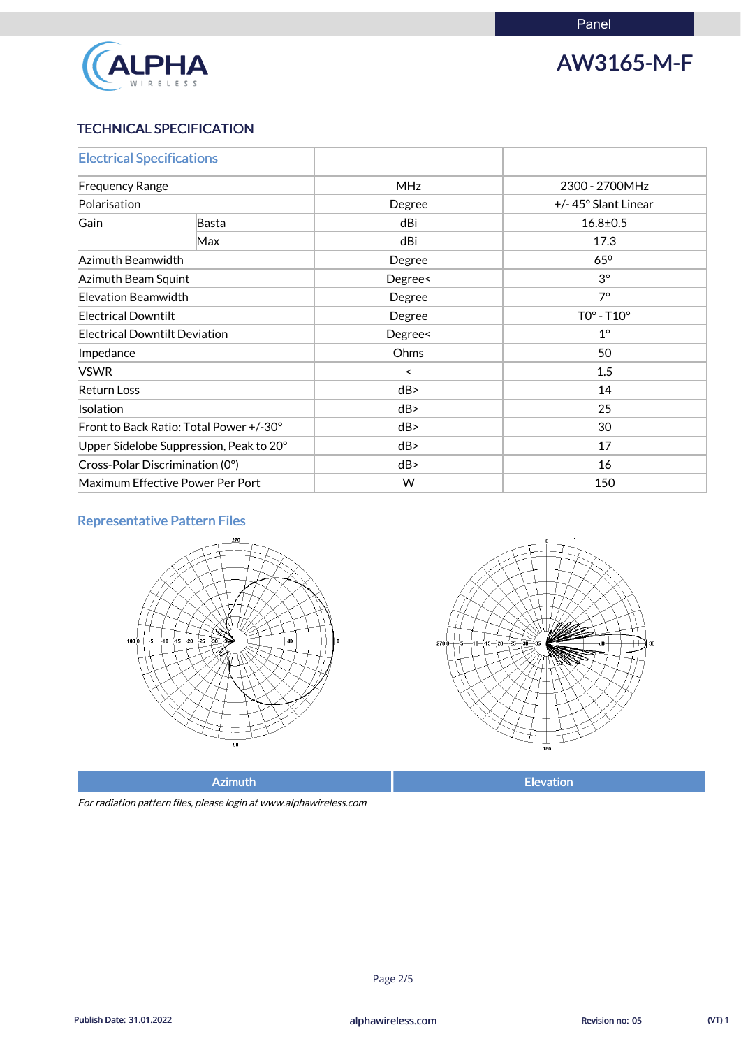Panel

# AW3165-M-F

## TECHNICAL SPECIFICATION

| Electrical Specifications | | | |
|---|---|---|---|
| Frequency Range | | MHz | 2300 - 2700MHz |
| Polarisation | | Degree | +/- 45° Slant Linear |
| Gain | Basta | dBi | 16.8±0.5 |
| | Max | dBi | 17.3 |
| Azimuth Beamwidth | | Degree | 65⁰ |
| Azimuth Beam Squint | | Degree< | 3° |
| Elevation Beamwidth | | Degree | 7° |
| Electrical Downtilt | | Degree | T0° - T10° |
| Electrical Downtilt Deviation | | Degree< | 1° |
| Impedance | | Ohms | 50 |
| VSWR | | < | 1.5 |
| Return Loss | | dB> | 14 |
| Isolation | | dB> | 25 |
| Front to Back Ratio: Total Power +/-30° | | dB> | 30 |
| Upper Sidelobe Suppression, Peak to 20° | | dB> | 17 |
| Cross-Polar Discrimination (0°) | | dB> | 16 |
| Maximum Effective Power Per Port | | W | 150 |

### Representative Pattern Files

| Azimuth | Elevation |
|---|---|

*For radiation pattern files, please login at www.alphawireless.com*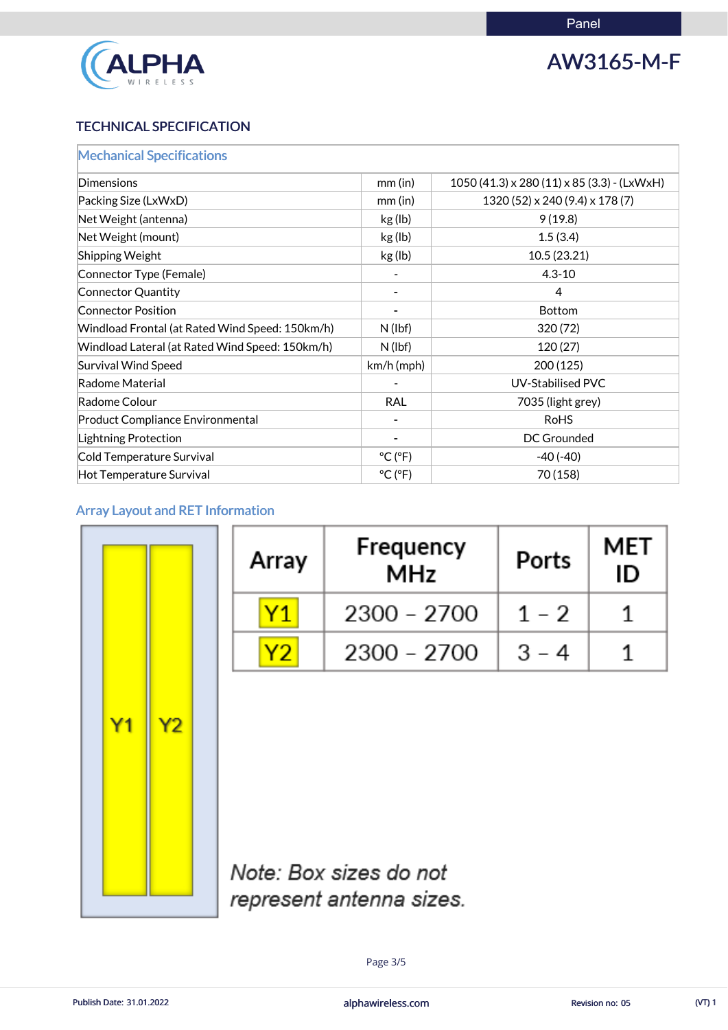Panel

# AW3165-M-F

## TECHNICAL SPECIFICATION

| Mechanical Specifications | | |
|---|---|---|
| Dimensions | mm (in) | 1050 (41.3) x 280 (11) x 85 (3.3) - (LxWxH) |
| Packing Size (LxWxD) | mm (in) | 1320 (52) x 240 (9.4) x 178 (7) |
| Net Weight (antenna) | kg (lb) | 9 (19.8) |
| Net Weight (mount) | kg (lb) | 1.5 (3.4) |
| Shipping Weight | kg (lb) | 10.5 (23.21) |
| Connector Type (Female) | - | 4.3-10 |
| Connector Quantity | - | 4 |
| Connector Position | - | Bottom |
| Windload Frontal (at Rated Wind Speed: 150km/h) | N (lbf) | 320 (72) |
| Windload Lateral (at Rated Wind Speed: 150km/h) | N (lbf) | 120 (27) |
| Survival Wind Speed | km/h (mph) | 200 (125) |
| Radome Material | - | UV-Stabilised PVC |
| Radome Colour | RAL | 7035 (light grey) |
| Product Compliance Environmental | - | RoHS |
| Lightning Protection | - | DC Grounded |
| Cold Temperature Survival | °C (°F) | -40 (-40) |
| Hot Temperature Survival | °C (°F) | 70 (158) |

### Array Layout and RET Information

Y1 Y2

| Array | Frequency MHz | Ports | MET ID |
|---|---|---|---|
| Y1 | 2300 – 2700 | 1 – 2 | 1 |
| Y2 | 2300 – 2700 | 3 – 4 | 1 |

*Note: Box sizes do not represent antenna sizes.*

Publish Date: 31.01.2022 alphawireless.com Revision no: 05 (VT) 1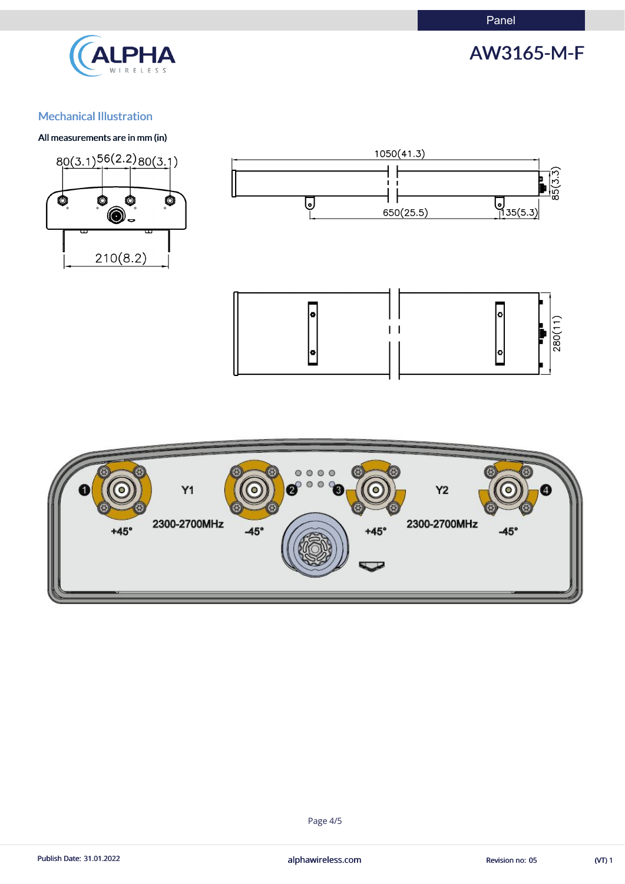## Mechanical Illustration

All measurements are in mm (in)

80(3.1) 56(2.2) 80(3.1)

210(8.2)

1050(41.3)

85(3.3)

650(25.5)

135(5.3)

280(11)

Y1

2300-2700MHz

+45°

-45°

Y2

2300-2700MHz

+45°

-45°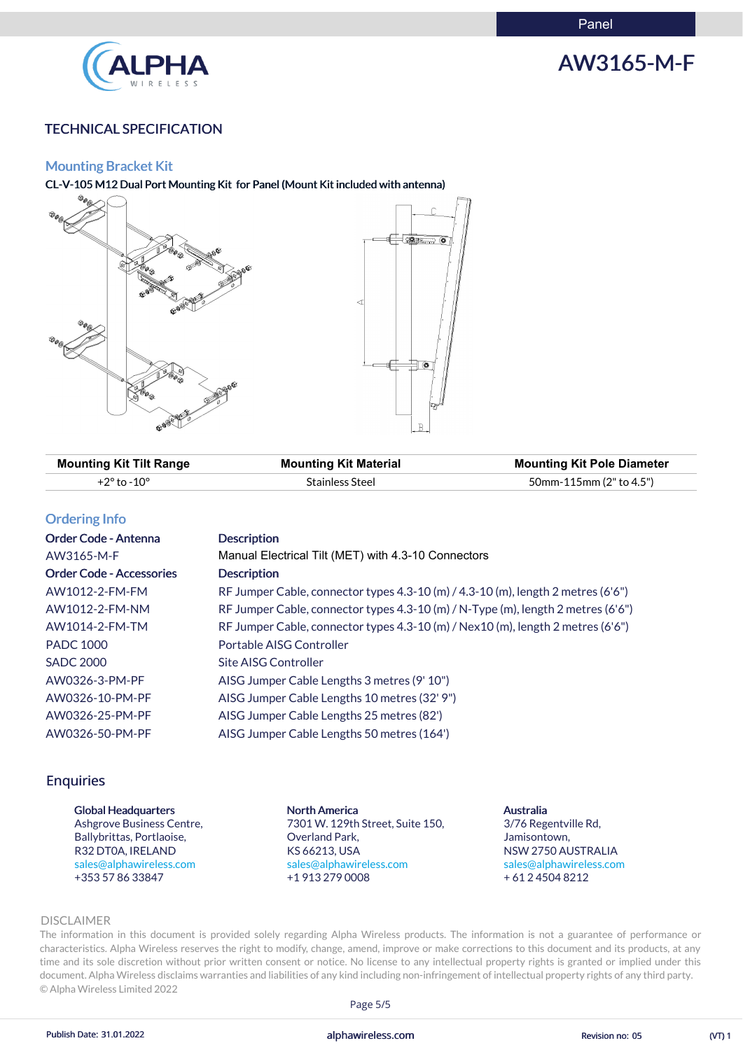# AW3165-M-F

## TECHNICAL SPECIFICATION

### Mounting Bracket Kit

**CL-V-105 M12 Dual Port Mounting Kit for Panel (Mount Kit included with antenna)**

| Mounting Kit Tilt Range | Mounting Kit Material | Mounting Kit Pole Diameter |
| --- | --- | --- |
| +2° to -10° | Stainless Steel | 50mm-115mm (2" to 4.5") |

### Ordering Info

| Order Code - Antenna | Description |
| --- | --- |
| AW3165-M-F | Manual Electrical Tilt (MET) with 4.3-10 Connectors |
| **Order Code - Accessories** | **Description** |
| AW1012-2-FM-FM | RF Jumper Cable, connector types 4.3-10 (m) / 4.3-10 (m), length 2 metres (6'6") |
| AW1012-2-FM-NM | RF Jumper Cable, connector types 4.3-10 (m) / N-Type (m), length 2 metres (6'6") |
| AW1014-2-FM-TM | RF Jumper Cable, connector types 4.3-10 (m) / Nex10 (m), length 2 metres (6'6") |
| PADC 1000 | Portable AISG Controller |
| SADC 2000 | Site AISG Controller |
| AW0326-3-PM-PF | AISG Jumper Cable Lengths 3 metres (9' 10") |
| AW0326-10-PM-PF | AISG Jumper Cable Lengths 10 metres (32' 9") |
| AW0326-25-PM-PF | AISG Jumper Cable Lengths 25 metres (82') |
| AW0326-50-PM-PF | AISG Jumper Cable Lengths 50 metres (164') |

### Enquiries

**Global Headquarters**
Ashgrove Business Centre,
Ballybrittas, Portlaoise,
R32 DT0A, IRELAND
sales@alphawireless.com
+353 57 86 33847

**North America**
7301 W. 129th Street, Suite 150,
Overland Park,
KS 66213, USA
sales@alphawireless.com
+1 913 279 0008

**Australia**
3/76 Regentville Rd,
Jamisontown,
NSW 2750 AUSTRALIA
sales@alphawireless.com
+ 61 2 4504 8212

DISCLAIMER

The information in this document is provided solely regarding Alpha Wireless products. The information is not a guarantee of performance or characteristics. Alpha Wireless reserves the right to modify, change, amend, improve or make corrections to this document and its products, at any time and its sole discretion without prior written consent or notice. No license to any intellectual property rights is granted or implied under this document. Alpha Wireless disclaims warranties and liabilities of any kind including non-infringement of intellectual property rights of any third party.
© Alpha Wireless Limited 2022

Publish Date: 31.01.2022 | alphawireless.com | Revision no: 05 | (VT) 1